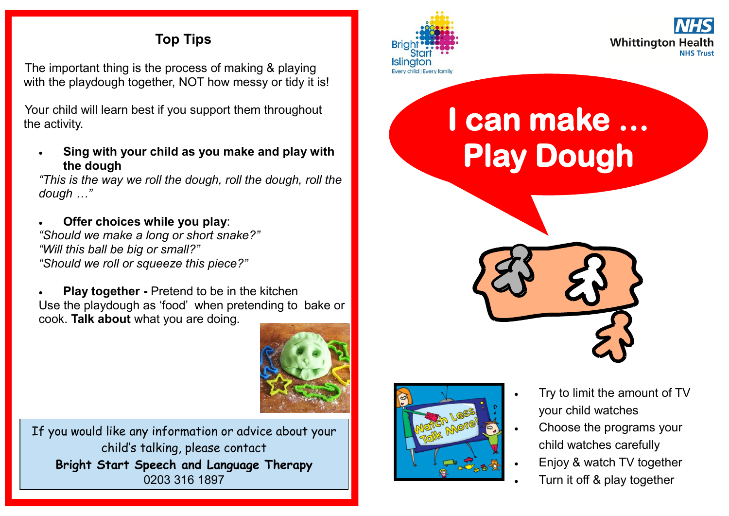## Top Tips

The important thing is the process of making & playing with the playdough together, NOT how messy or tidy it is!

Your child will learn best if you support them throughout the activity.

- **Sing with your child as you make and play with the dough**

*"This is the way we roll the dough, roll the dough, roll the dough …"*

- **Offer choices while you play**:

*"Should we make a long or short snake?"*
*"Will this ball be big or small?"*
*"Should we roll or squeeze this piece?"*

- **Play together -** Pretend to be in the kitchen

Use the playdough as 'food' when pretending to bake or cook. **Talk about** what you are doing.

If you would like any information or advice about your child's talking, please contact
**Bright Start Speech and Language Therapy**
0203 316 1897

Bright Start Islington
Every child | Every family

NHS
Whittington Health
NHS Trust

# I can make … Play Dough

- Try to limit the amount of TV your child watches
- Choose the programs your child watches carefully
- Enjoy & watch TV together
- Turn it off & play together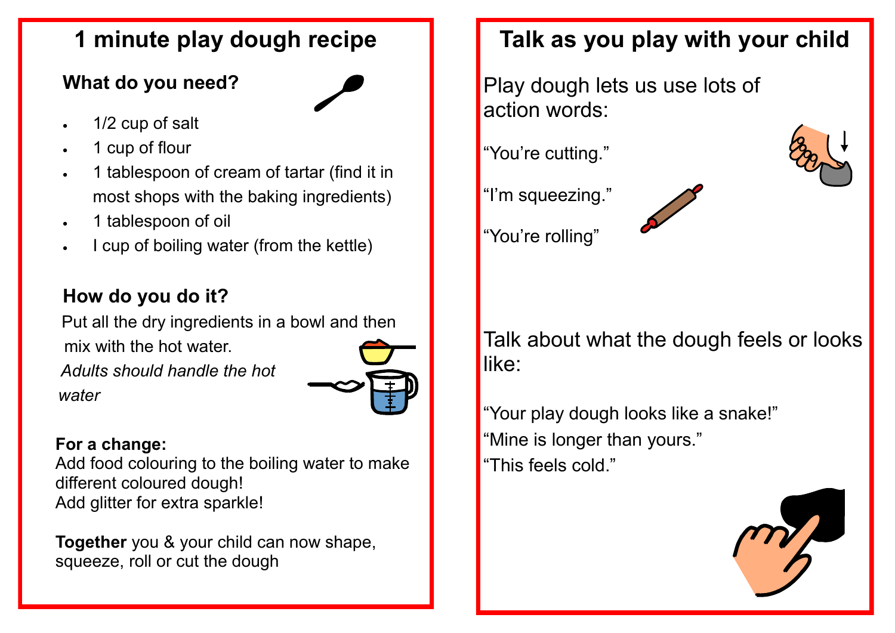# 1 minute play dough recipe

## What do you need?

- 1/2 cup of salt
- 1 cup of flour
- 1 tablespoon of cream of tartar (find it in most shops with the baking ingredients)
- 1 tablespoon of oil
- I cup of boiling water (from the kettle)

## How do you do it?

Put all the dry ingredients in a bowl and then mix with the hot water.

*Adults should handle the hot water*

**For a change:**
Add food colouring to the boiling water to make different coloured dough!
Add glitter for extra sparkle!

**Together** you & your child can now shape, squeeze, roll or cut the dough

# Talk as you play with your child

Play dough lets us use lots of action words:

"You're cutting."

"I'm squeezing."

"You're rolling"

Talk about what the dough feels or looks like:

"Your play dough looks like a snake!"
"Mine is longer than yours."
"This feels cold."